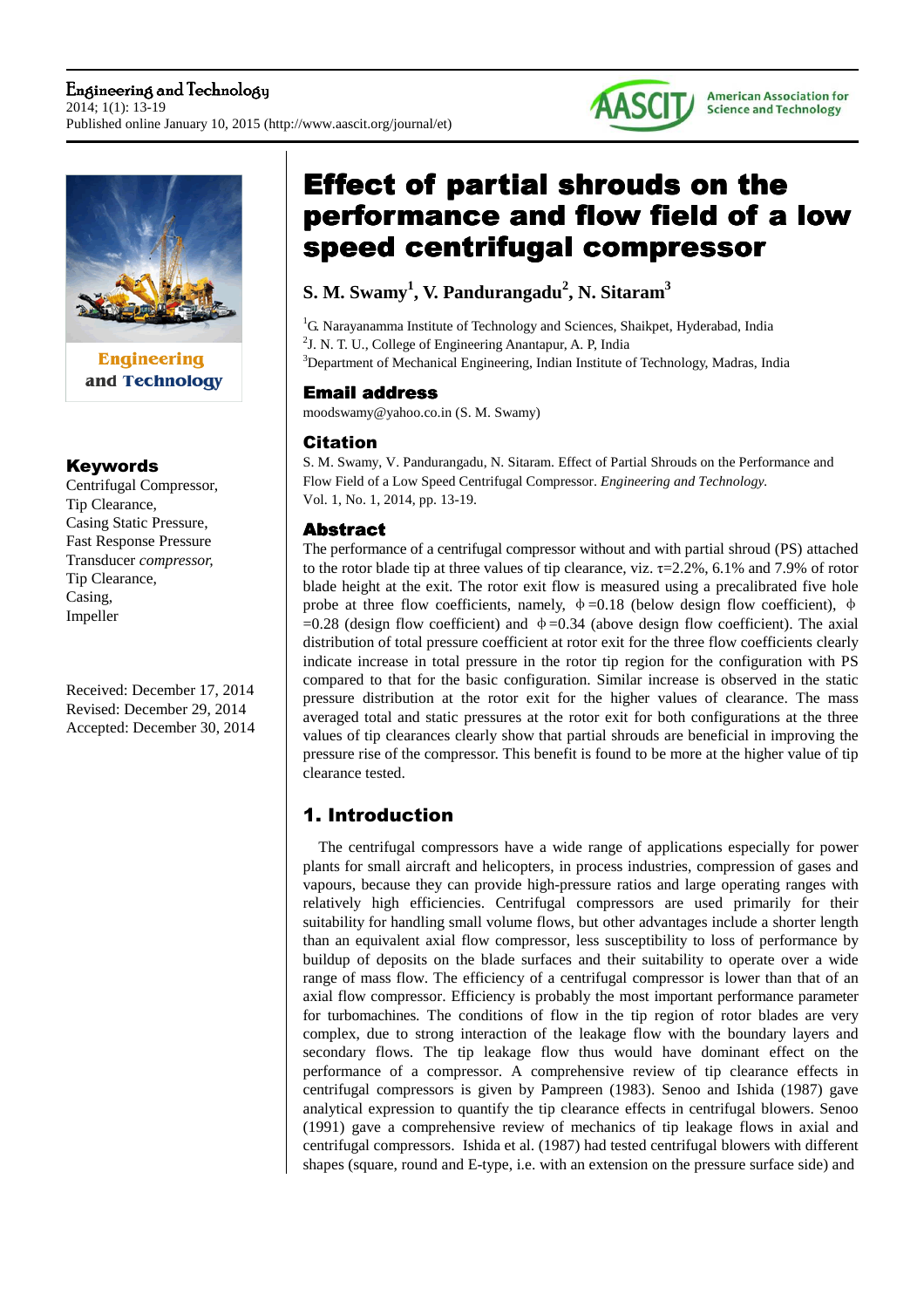# Effect of partial shrouds on the performance and flow field of a low speed centrifugal compressor

**S. M. Swamy[1], V. Pandurangadu[2], N. Sitaram[3]**

[1]G. Narayanamma Institute of Technology and Sciences, Shaikpet, Hyderabad, India
[2]J. N. T. U., College of Engineering Anantapur, A. P, India
[3]Department of Mechanical Engineering, Indian Institute of Technology, Madras, India

## Email address

moodswamy@yahoo.co.in (S. M. Swamy)

## Citation

S. M. Swamy, V. Pandurangadu, N. Sitaram. Effect of Partial Shrouds on the Performance and Flow Field of a Low Speed Centrifugal Compressor. *Engineering and Technology.* Vol. 1, No. 1, 2014, pp. 13-19.

## Keywords

Centrifugal Compressor, Tip Clearance, Casing Static Pressure, Fast Response Pressure Transducer *compressor,* Tip Clearance, Casing, Impeller

Received: December 17, 2014
Revised: December 29, 2014
Accepted: December 30, 2014

## Abstract

The performance of a centrifugal compressor without and with partial shroud (PS) attached to the rotor blade tip at three values of tip clearance, viz. $\tau$=2.2%, 6.1% and 7.9% of rotor blade height at the exit. The rotor exit flow is measured using a precalibrated five hole probe at three flow coefficients, namely, $\phi$=0.18 (below design flow coefficient), $\phi$=0.28 (design flow coefficient) and $\phi$=0.34 (above design flow coefficient). The axial distribution of total pressure coefficient at rotor exit for the three flow coefficients clearly indicate increase in total pressure in the rotor tip region for the configuration with PS compared to that for the basic configuration. Similar increase is observed in the static pressure distribution at the rotor exit for the higher values of clearance. The mass averaged total and static pressures at the rotor exit for both configurations at the three values of tip clearances clearly show that partial shrouds are beneficial in improving the pressure rise of the compressor. This benefit is found to be more at the higher value of tip clearance tested.

## 1. Introduction

The centrifugal compressors have a wide range of applications especially for power plants for small aircraft and helicopters, in process industries, compression of gases and vapours, because they can provide high-pressure ratios and large operating ranges with relatively high efficiencies. Centrifugal compressors are used primarily for their suitability for handling small volume flows, but other advantages include a shorter length than an equivalent axial flow compressor, less susceptibility to loss of performance by buildup of deposits on the blade surfaces and their suitability to operate over a wide range of mass flow. The efficiency of a centrifugal compressor is lower than that of an axial flow compressor. Efficiency is probably the most important performance parameter for turbomachines. The conditions of flow in the tip region of rotor blades are very complex, due to strong interaction of the leakage flow with the boundary layers and secondary flows. The tip leakage flow thus would have dominant effect on the performance of a compressor. A comprehensive review of tip clearance effects in centrifugal compressors is given by Pampreen (1983). Senoo and Ishida (1987) gave analytical expression to quantify the tip clearance effects in centrifugal blowers. Senoo (1991) gave a comprehensive review of mechanics of tip leakage flows in axial and centrifugal compressors. Ishida et al. (1987) had tested centrifugal blowers with different shapes (square, round and E-type, i.e. with an extension on the pressure surface side) and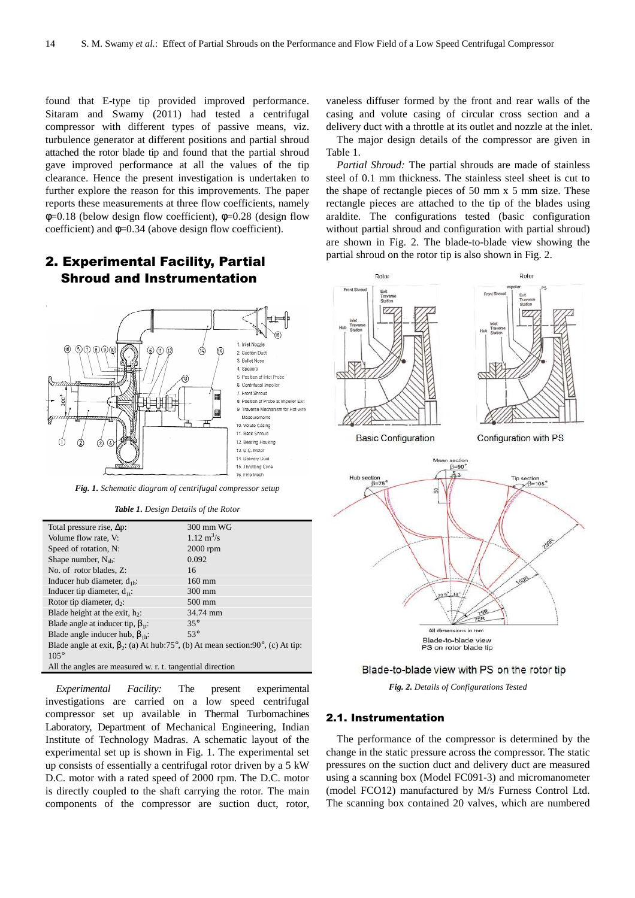found that E-type tip provided improved performance. Sitaram and Swamy (2011) had tested a centrifugal compressor with different types of passive means, viz. turbulence generator at different positions and partial shroud attached the rotor blade tip and found that the partial shroud gave improved performance at all the values of the tip clearance. Hence the present investigation is undertaken to further explore the reason for this improvements. The paper reports these measurements at three flow coefficients, namely φ=0.18 (below design flow coefficient), φ=0.28 (design flow coefficient) and φ=0.34 (above design flow coefficient).

## 2. Experimental Facility, Partial Shroud and Instrumentation

*Fig. 1. Schematic diagram of centrifugal compressor setup*

*Table 1. Design Details of the Rotor*

| Parameter | Value |
|---|---|
| Total pressure rise, Δp: | 300 mm WG |
| Volume flow rate, V: | 1.12 $m^3/s$ |
| Speed of rotation, N: | 2000 rpm |
| Shape number, $N_{sh}$: | 0.092 |
| No. of rotor blades, Z: | 16 |
| Inducer hub diameter, $d_{1h}$: | 160 mm |
| Inducer tip diameter, $d_{1t}$: | 300 mm |
| Rotor tip diameter, $d_2$: | 500 mm |
| Blade height at the exit, $h_2$: | 34.74 mm |
| Blade angle at inducer tip, $\beta_{1t}$: | 35° |
| Blade angle inducer hub, $\beta_{1h}$: | 53° |
| Blade angle at exit, $\beta_2$: (a) At hub:75°, (b) At mean section:90°, (c) At tip: 105° | |
| All the angles are measured w. r. t. tangential direction | |

*Experimental Facility:* The present experimental investigations are carried on a low speed centrifugal compressor set up available in Thermal Turbomachines Laboratory, Department of Mechanical Engineering, Indian Institute of Technology Madras. A schematic layout of the experimental set up is shown in Fig. 1. The experimental set up consists of essentially a centrifugal rotor driven by a 5 kW D.C. motor with a rated speed of 2000 rpm. The D.C. motor is directly coupled to the shaft carrying the rotor. The main components of the compressor are suction duct, rotor, vaneless diffuser formed by the front and rear walls of the casing and volute casing of circular cross section and a delivery duct with a throttle at its outlet and nozzle at the inlet.

The major design details of the compressor are given in Table 1.

*Partial Shroud:* The partial shrouds are made of stainless steel of 0.1 mm thickness. The stainless steel sheet is cut to the shape of rectangle pieces of 50 mm x 5 mm size. These rectangle pieces are attached to the tip of the blades using araldite. The configurations tested (basic configuration without partial shroud and configuration with partial shroud) are shown in Fig. 2. The blade-to-blade view showing the partial shroud on the rotor tip is also shown in Fig. 2.

Blade-to-blade view with PS on the rotor tip

*Fig. 2. Details of Configurations Tested*

### 2.1. Instrumentation

The performance of the compressor is determined by the change in the static pressure across the compressor. The static pressures on the suction duct and delivery duct are measured using a scanning box (Model FC091-3) and micromanometer (model FCO12) manufactured by M/s Furness Control Ltd. The scanning box contained 20 valves, which are numbered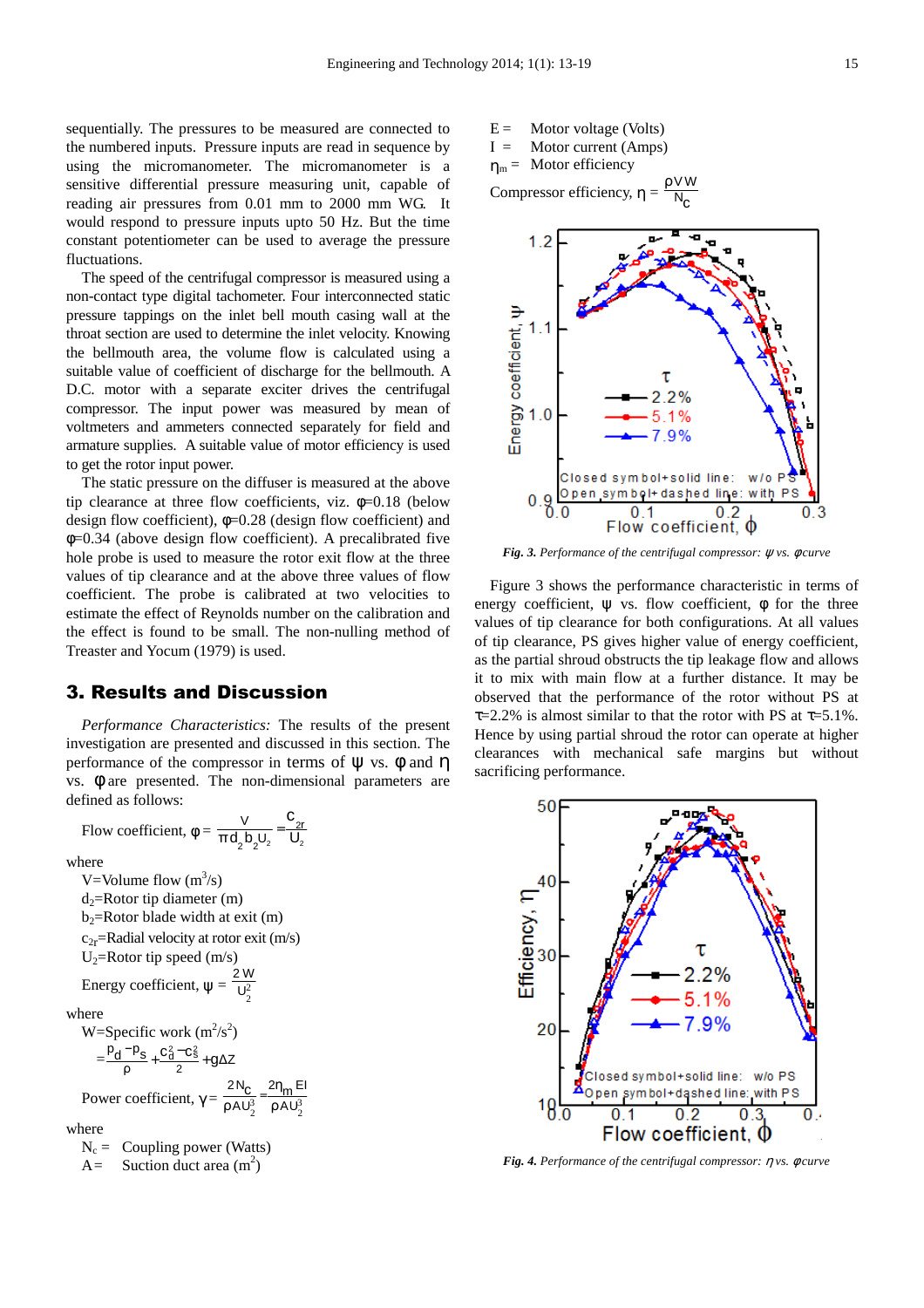sequentially. The pressures to be measured are connected to the numbered inputs. Pressure inputs are read in sequence by using the micromanometer. The micromanometer is a sensitive differential pressure measuring unit, capable of reading air pressures from 0.01 mm to 2000 mm WG. It would respond to pressure inputs upto 50 Hz. But the time constant potentiometer can be used to average the pressure fluctuations.

The speed of the centrifugal compressor is measured using a non-contact type digital tachometer. Four interconnected static pressure tappings on the inlet bell mouth casing wall at the throat section are used to determine the inlet velocity. Knowing the bellmouth area, the volume flow is calculated using a suitable value of coefficient of discharge for the bellmouth. A D.C. motor with a separate exciter drives the centrifugal compressor. The input power was measured by mean of voltmeters and ammeters connected separately for field and armature supplies. A suitable value of motor efficiency is used to get the rotor input power.

The static pressure on the diffuser is measured at the above tip clearance at three flow coefficients, viz. $\phi$=0.18 (below design flow coefficient), $\phi$=0.28 (design flow coefficient) and $\phi$=0.34 (above design flow coefficient). A precalibrated five hole probe is used to measure the rotor exit flow at the three values of tip clearance and at the above three values of flow coefficient. The probe is calibrated at two velocities to estimate the effect of Reynolds number on the calibration and the effect is found to be small. The non-nulling method of Treaster and Yocum (1979) is used.

## 3. Results and Discussion

*Performance Characteristics:* The results of the present investigation are presented and discussed in this section. The performance of the compressor in terms of $\psi$ vs. $\phi$ and $\eta$ vs. $\phi$ are presented. The non-dimensional parameters are defined as follows:

Flow coefficient, $\phi = \dfrac{V}{\pi d_2 b_2 U_2} = \dfrac{c_{2r}}{U_2}$

where

V=Volume flow ($m^3/s$)

$d_2$=Rotor tip diameter (m)

$b_2$=Rotor blade width at exit (m)

$c_{2r}$=Radial velocity at rotor exit (m/s)

$U_2$=Rotor tip speed (m/s)

Energy coefficient, $\psi = \dfrac{2W}{U_2^2}$

where

W=Specific work ($m^2/s^2$)

$= \dfrac{p_d - p_s}{\rho} + \dfrac{c_d^2 - c_s^2}{2} + g\Delta Z$

Power coefficient, $\gamma = \dfrac{2N_c}{\rho A U_2^3} = \dfrac{2\eta_m EI}{\rho A U_2^3}$

where

$N_c$ = Coupling power (Watts)

A = Suction duct area ($m^2$)

E = Motor voltage (Volts)

I = Motor current (Amps)

$\eta_m$ = Motor efficiency

Compressor efficiency, $\eta = \dfrac{\rho V W}{N_c}$

*Fig. 3. Performance of the centrifugal compressor: $\psi$ vs. $\phi$ curve*

Figure 3 shows the performance characteristic in terms of energy coefficient, $\psi$ vs. flow coefficient, $\phi$ for the three values of tip clearance for both configurations. At all values of tip clearance, PS gives higher value of energy coefficient, as the partial shroud obstructs the tip leakage flow and allows it to mix with main flow at a further distance. It may be observed that the performance of the rotor without PS at $\tau$=2.2% is almost similar to that the rotor with PS at $\tau$=5.1%. Hence by using partial shroud the rotor can operate at higher clearances with mechanical safe margins but without sacrificing performance.

*Fig. 4. Performance of the centrifugal compressor: $\eta$ vs. $\phi$ curve*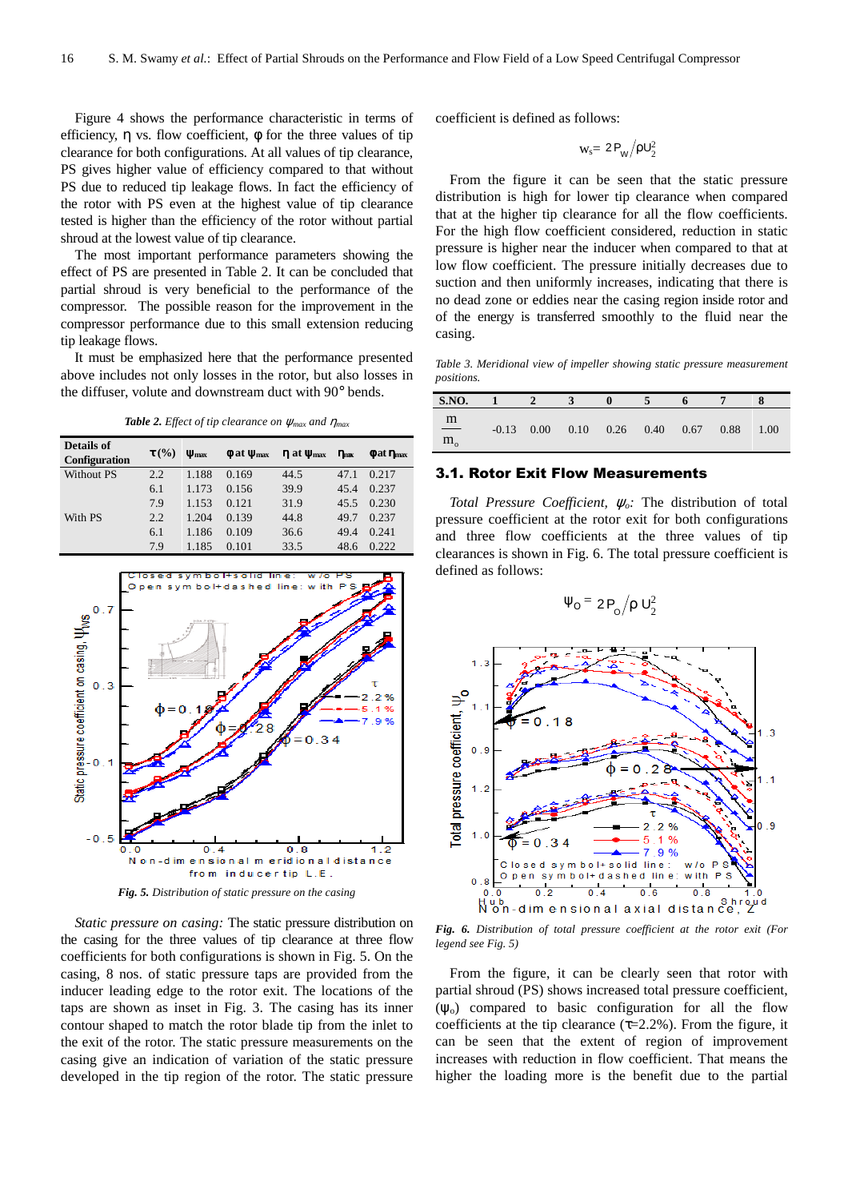Figure 4 shows the performance characteristic in terms of efficiency, η vs. flow coefficient, φ for the three values of tip clearance for both configurations. At all values of tip clearance, PS gives higher value of efficiency compared to that without PS due to reduced tip leakage flows. In fact the efficiency of the rotor with PS even at the highest value of tip clearance tested is higher than the efficiency of the rotor without partial shroud at the lowest value of tip clearance.

The most important performance parameters showing the effect of PS are presented in Table 2. It can be concluded that partial shroud is very beneficial to the performance of the compressor. The possible reason for the improvement in the compressor performance due to this small extension reducing tip leakage flows.

It must be emphasized here that the performance presented above includes not only losses in the rotor, but also losses in the diffuser, volute and downstream duct with 90° bends.

***Table 2.*** *Effect of tip clearance on $\psi_{max}$ and $\eta_{max}$*

| Details of Configuration | τ(%) | $\psi_{max}$ | φ at $\psi_{max}$ | η at $\psi_{max}$ | $\eta_{max}$ | φ at $\eta_{max}$ |
|---|---|---|---|---|---|---|
| Without PS | 2.2 | 1.188 | 0.169 | 44.5 | 47.1 | 0.217 |
| | 6.1 | 1.173 | 0.156 | 39.9 | 45.4 | 0.237 |
| | 7.9 | 1.153 | 0.121 | 31.9 | 45.5 | 0.230 |
| With PS | 2.2 | 1.204 | 0.139 | 44.8 | 49.7 | 0.237 |
| | 6.1 | 1.186 | 0.109 | 36.6 | 49.4 | 0.241 |
| | 7.9 | 1.185 | 0.101 | 33.5 | 48.6 | 0.222 |

*Fig. 5. Distribution of static pressure on the casing*

*Static pressure on casing:* The static pressure distribution on the casing for the three values of tip clearance at three flow coefficients for both configurations is shown in Fig. 5. On the casing, 8 nos. of static pressure taps are provided from the inducer leading edge to the rotor exit. The locations of the taps are shown as inset in Fig. 3. The casing has its inner contour shaped to match the rotor blade tip from the inlet to the exit of the rotor. The static pressure measurements on the casing give an indication of variation of the static pressure developed in the tip region of the rotor. The static pressure coefficient is defined as follows:

$$\psi_s = 2P_w / \rho U_2^2$$

From the figure it can be seen that the static pressure distribution is high for lower tip clearance when compared that at the higher tip clearance for all the flow coefficients. For the high flow coefficient considered, reduction in static pressure is higher near the inducer when compared to that at low flow coefficient. The pressure initially decreases due to suction and then uniformly increases, indicating that there is no dead zone or eddies near the casing region inside rotor and of the energy is transferred smoothly to the fluid near the casing.

*Table 3. Meridional view of impeller showing static pressure measurement positions.*

| S.NO. | 1 | 2 | 3 | 0 | 5 | 6 | 7 | 8 |
|---|---|---|---|---|---|---|---|---|
| $\frac{m}{m_o}$ | -0.13 | 0.00 | 0.10 | 0.26 | 0.40 | 0.67 | 0.88 | 1.00 |

## 3.1. Rotor Exit Flow Measurements

*Total Pressure Coefficient, $\psi_o$:* The distribution of total pressure coefficient at the rotor exit for both configurations and three flow coefficients at the three values of tip clearances is shown in Fig. 6. The total pressure coefficient is defined as follows:

$$\Psi_O = 2P_o / \rho U_2^2$$

*Fig. 6. Distribution of total pressure coefficient at the rotor exit (For legend see Fig. 5)*

From the figure, it can be clearly seen that rotor with partial shroud (PS) shows increased total pressure coefficient, ($\psi_o$) compared to basic configuration for all the flow coefficients at the tip clearance (τ=2.2%). From the figure, it can be seen that the extent of region of improvement increases with reduction in flow coefficient. That means the higher the loading more is the benefit due to the partial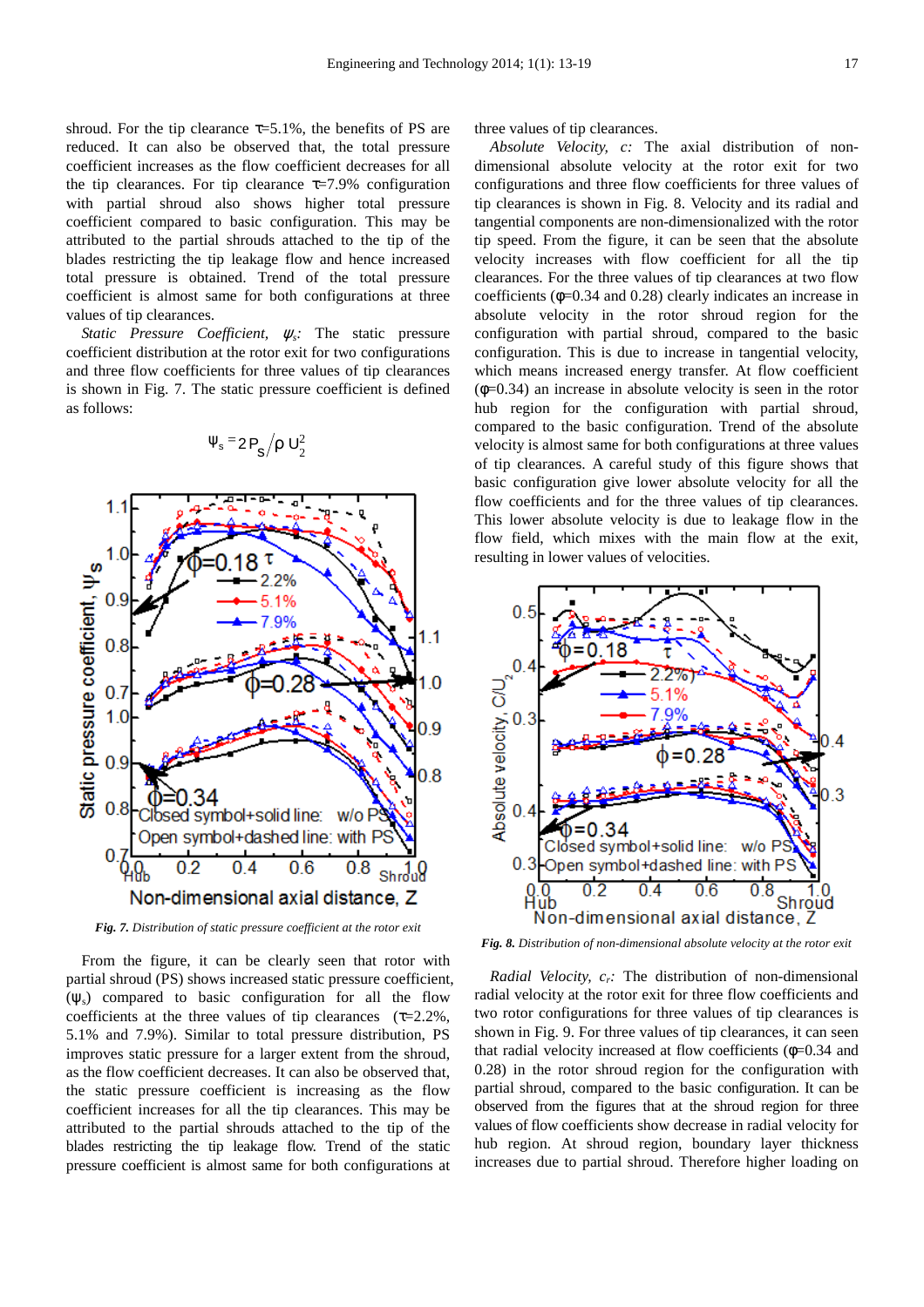shroud. For the tip clearance τ=5.1%, the benefits of PS are reduced. It can also be observed that, the total pressure coefficient increases as the flow coefficient decreases for all the tip clearances. For tip clearance τ=7.9% configuration with partial shroud also shows higher total pressure coefficient compared to basic configuration. This may be attributed to the partial shrouds attached to the tip of the blades restricting the tip leakage flow and hence increased total pressure is obtained. Trend of the total pressure coefficient is almost same for both configurations at three values of tip clearances.

*Static Pressure Coefficient, $\psi_s$:* The static pressure coefficient distribution at the rotor exit for two configurations and three flow coefficients for three values of tip clearances is shown in Fig. 7. The static pressure coefficient is defined as follows:

$$\psi_s = 2P_s / \rho U_2^2$$

*Fig. 7. Distribution of static pressure coefficient at the rotor exit*

From the figure, it can be clearly seen that rotor with partial shroud (PS) shows increased static pressure coefficient, ($\psi_s$) compared to basic configuration for all the flow coefficients at the three values of tip clearances (τ=2.2%, 5.1% and 7.9%). Similar to total pressure distribution, PS improves static pressure for a larger extent from the shroud, as the flow coefficient decreases. It can also be observed that, the static pressure coefficient is increasing as the flow coefficient increases for all the tip clearances. This may be attributed to the partial shrouds attached to the tip of the blades restricting the tip leakage flow. Trend of the static pressure coefficient is almost same for both configurations at three values of tip clearances.

*Absolute Velocity, c:* The axial distribution of non-dimensional absolute velocity at the rotor exit for two configurations and three flow coefficients for three values of tip clearances is shown in Fig. 8. Velocity and its radial and tangential components are non-dimensionalized with the rotor tip speed. From the figure, it can be seen that the absolute velocity increases with flow coefficient for all the tip clearances. For the three values of tip clearances at two flow coefficients (φ=0.34 and 0.28) clearly indicates an increase in the absolute velocity in the rotor shroud region for the configuration with partial shroud, compared to the basic configuration. This is due to increase in tangential velocity, which means increased energy transfer. At flow coefficient (φ=0.34) an increase in absolute velocity is seen in the rotor hub region for the configuration with partial shroud, compared to the basic configuration. Trend of the absolute velocity is almost same for both configurations at three values of tip clearances. A careful study of this figure shows that basic configuration give lower absolute velocity for all the flow coefficients and for the three values of tip clearances. This lower absolute velocity is due to leakage flow in the flow field, which mixes with the main flow at the exit, resulting in lower values of velocities.

*Fig. 8. Distribution of non-dimensional absolute velocity at the rotor exit*

*Radial Velocity, $c_r$:* The distribution of non-dimensional radial velocity at the rotor exit for three flow coefficients and two rotor configurations for three values of tip clearances is shown in Fig. 9. For three values of tip clearances, it can seen that radial velocity increased at flow coefficients (φ=0.34 and 0.28) in the rotor shroud region for the configuration with partial shroud, compared to the basic configuration. It can be observed from the figures that at the shroud region for three values of flow coefficients show decrease in radial velocity for hub region. At shroud region, boundary layer thickness increases due to partial shroud. Therefore higher loading on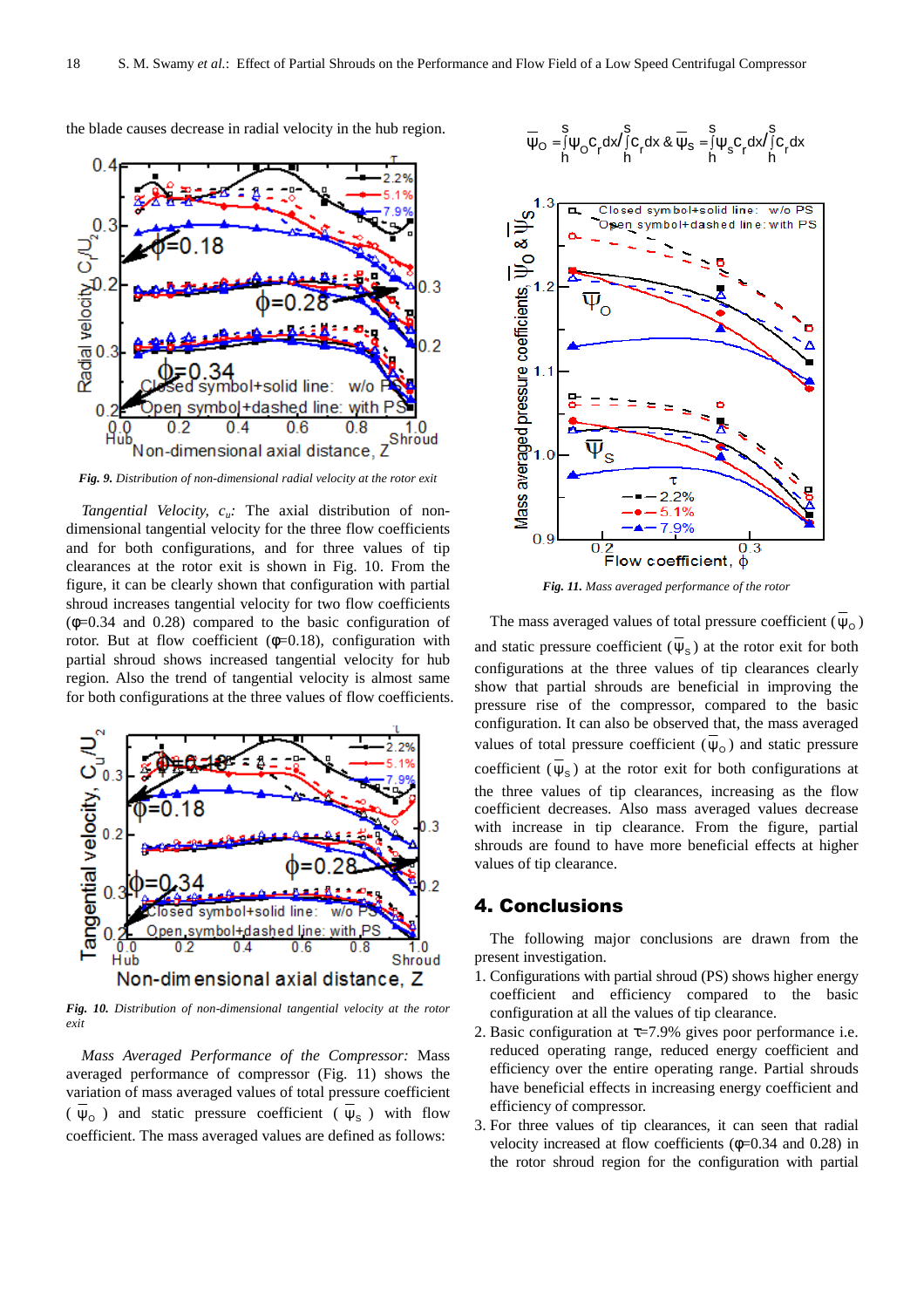the blade causes decrease in radial velocity in the hub region.

*Fig. 9. Distribution of non-dimensional radial velocity at the rotor exit*

*Tangential Velocity, $c_u$:* The axial distribution of non-dimensional tangential velocity for the three flow coefficients and for both configurations, and for three values of tip clearances at the rotor exit is shown in Fig. 10. From the figure, it can be clearly shown that configuration with partial shroud increases tangential velocity for two flow coefficients ($\phi$=0.34 and 0.28) compared to the basic configuration of rotor. But at flow coefficient ($\phi$=0.18), configuration with partial shroud shows increased tangential velocity for hub region. Also the trend of tangential velocity is almost same for both configurations at the three values of flow coefficients.

*Fig. 10. Distribution of non-dimensional tangential velocity at the rotor exit*

*Mass Averaged Performance of the Compressor:* Mass averaged performance of compressor (Fig. 11) shows the variation of mass averaged values of total pressure coefficient ($\overline{\psi}_O$) and static pressure coefficient ($\overline{\psi}_S$) with flow coefficient. The mass averaged values are defined as follows:

$$\overline{\psi}_O = \int_h^s \psi_O c_r dx \Big/ \int_h^s c_r dx \ \ \& \ \ \overline{\psi}_S = \int_h^s \psi_S c_r dx \Big/ \int_h^s c_r dx$$

*Fig. 11. Mass averaged performance of the rotor*

The mass averaged values of total pressure coefficient ($\overline{\psi}_O$) and static pressure coefficient ($\overline{\psi}_S$) at the rotor exit for both configurations at the three values of tip clearances clearly show that partial shrouds are beneficial in improving the pressure rise of the compressor, compared to the basic configuration. It can also be observed that, the mass averaged values of total pressure coefficient ($\overline{\psi}_O$) and static pressure coefficient ($\overline{\psi}_S$) at the rotor exit for both configurations at the three values of tip clearances, increasing as the flow coefficient decreases. Also mass averaged values decrease with increase in tip clearance. From the figure, partial shrouds are found to have more beneficial effects at higher value of tip clearance.

## 4. Conclusions

The following major conclusions are drawn from the present investigation.

1. Configurations with partial shroud (PS) shows higher energy coefficient and efficiency compared to the basic configuration at all the values of tip clearance.
2. Basic configuration at $\tau$=7.9% gives poor performance i.e. reduced operating range, reduced energy coefficient and efficiency over the entire operating range. Partial shrouds have beneficial effects in increasing energy coefficient and efficiency of compressor.
3. For three values of tip clearances, it can seen that radial velocity increased at flow coefficients ($\phi$=0.34 and 0.28) in the rotor shroud region for the configuration with partial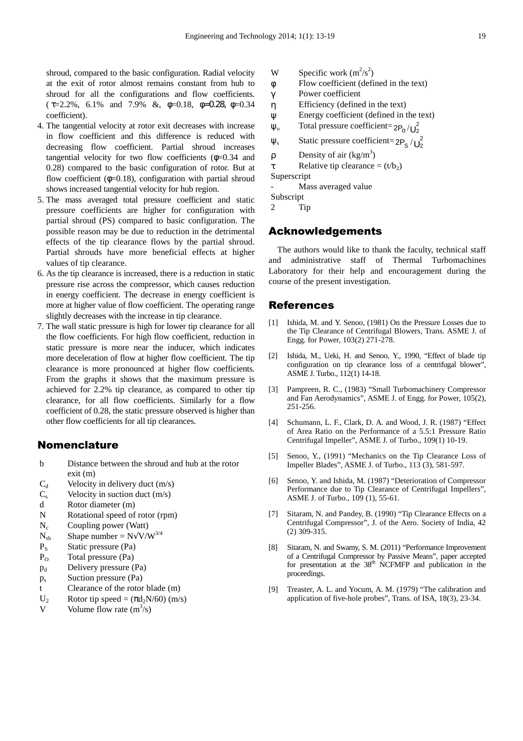shroud, compared to the basic configuration. Radial velocity at the exit of rotor almost remains constant from hub to shroud for all the configurations and flow coefficients. ($\tau$=2.2%, 6.1% and 7.9% &, $\phi$=0.18, $\phi$=0.28, $\phi$=0.34 coefficient).

4. The tangential velocity at rotor exit decreases with increase in flow coefficient and this difference is reduced with decreasing flow coefficient. Partial shroud increases tangential velocity for two flow coefficients ($\phi$=0.34 and 0.28) compared to the basic configuration of rotor. But at flow coefficient ($\phi$=0.18), configuration with partial shroud shows increased tangential velocity for hub region.
5. The mass averaged total pressure coefficient and static pressure coefficients are higher for configuration with partial shroud (PS) compared to basic configuration. The possible reason may be due to reduction in the detrimental effects of the tip clearance flows by the partial shroud. Partial shrouds have more beneficial effects at higher values of tip clearance.
6. As the tip clearance is increased, there is a reduction in static pressure rise across the compressor, which causes reduction in energy coefficient. The decrease in energy coefficient is more at higher value of flow coefficient. The operating range slightly decreases with the increase in tip clearance.
7. The wall static pressure is high for lower tip clearance for all the flow coefficients. For high flow coefficient, reduction in static pressure is more near the inducer, which indicates more deceleration of flow at higher flow coefficient. The tip clearance is more pronounced at higher flow coefficients. From the graphs it shows that the maximum pressure is achieved for 2.2% tip clearance, as compared to other tip clearance, for all flow coefficients. Similarly for a flow coefficient of 0.28, the static pressure observed is higher than other flow coefficients for all tip clearances.

## Nomenclature

| | |
|---|---|
| b | Distance between the shroud and hub at the rotor exit (m) |
| $C_d$ | Velocity in delivery duct (m/s) |
| $C_s$ | Velocity in suction duct (m/s) |
| d | Rotor diameter (m) |
| N | Rotational speed of rotor (rpm) |
| $N_c$ | Coupling power (Watt) |
| $N_{sh}$ | Shape number = $N\sqrt{V}/W^{3/4}$ |
| $P_S$ | Static pressure (Pa) |
| $P_O$ | Total pressure (Pa) |
| $p_d$ | Delivery pressure (Pa) |
| $p_s$ | Suction pressure (Pa) |
| t | Clearance of the rotor blade (m) |
| $U_2$ | Rotor tip speed = $(\pi d_2 N/60)$ (m/s) |
| V | Volume flow rate ($m^3/s$) |
| W | Specific work ($m^2/s^2$) |
| $\phi$ | Flow coefficient (defined in the text) |
| $\gamma$ | Power coefficient |
| $\eta$ | Efficiency (defined in the text) |
| $\psi$ | Energy coefficient (defined in the text) |
| $\psi_o$ | Total pressure coefficient= $2P_O/U_2^2$ |
| $\psi_s$ | Static pressure coefficient= $2P_S/U_2^2$ |
| $\rho$ | Density of air ($kg/m^3$) |
| $\tau$ | Relative tip clearance = $(t/b_2)$ |

Superscript

| | |
|---|---|
| - | Mass averaged value |

Subscript

| | |
|---|---|
| 2 | Tip |

## Acknowledgements

The authors would like to thank the faculty, technical staff and administrative staff of Thermal Turbomachines Laboratory for their help and encouragement during the course of the present investigation.

## References

[1] Ishida, M. and Y. Senoo, (1981) On the Pressure Losses due to the Tip Clearance of Centrifugal Blowers, Trans. ASME J. of Engg. for Power, 103(2) 271-278.

[2] Ishida, M., Ueki, H. and Senoo, Y., 1990, "Effect of blade tip configuration on tip clearance loss of a centrifugal blower", ASME J. Turbo., 112(1) 14-18.

[3] Pampreen, R. C., (1983) "Small Turbomachinery Compressor and Fan Aerodynamics", ASME J. of Engg. for Power, 105(2), 251-256.

[4] Schumann, L. F., Clark, D. A. and Wood, J. R. (1987) "Effect of Area Ratio on the Performance of a 5.5:1 Pressure Ratio Centrifugal Impeller", ASME J. of Turbo., 109(1) 10-19.

[5] Senoo, Y., (1991) "Mechanics on the Tip Clearance Loss of Impeller Blades", ASME J. of Turbo., 113 (3), 581-597.

[6] Senoo, Y. and Ishida, M. (1987) "Deterioration of Compressor Performance due to Tip Clearance of Centrifugal Impellers", ASME J. of Turbo., 109 (1), 55-61.

[7] Sitaram, N. and Pandey, B. (1990) "Tip Clearance Effects on a Centrifugal Compressor", J. of the Aero. Society of India, 42 (2) 309-315.

[8] Sitaram, N. and Swamy, S. M. (2011) "Performance Improvement of a Centrifugal Compressor by Passive Means", paper accepted for presentation at the 38th NCFMFP and publication in the proceedings.

[9] Treaster, A. L. and Yocum, A. M. (1979) "The calibration and application of five-hole probes", Trans. of ISA, 18(3), 23-34.